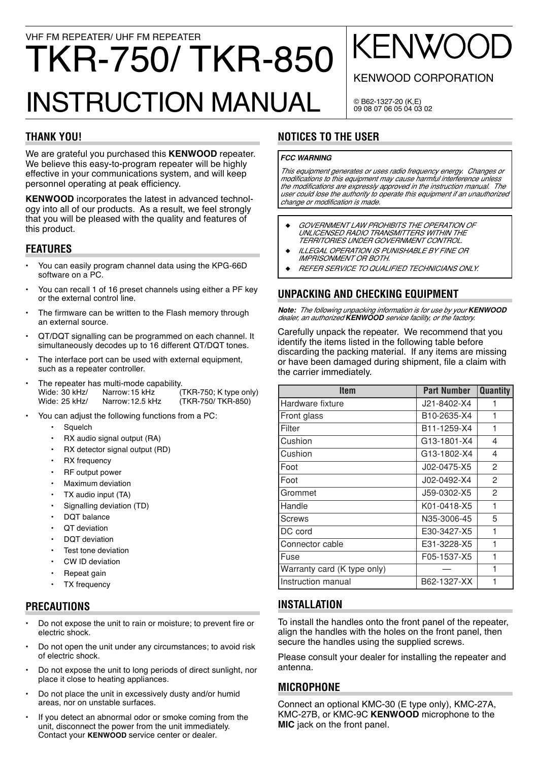VHF FM REPEATER/ UHF FM REPEATER

# TKR-750/ TKR-850

# INSTRUCTION MANUAL

KENWOOD

KENWOOD CORPORATION

© B62-1327-20 (K,E)
09 08 07 06 05 04 03 02

## THANK YOU!

We are grateful you purchased this **KENWOOD** repeater. We believe this easy-to-program repeater will be highly effective in your communications system, and will keep personnel operating at peak efficiency.

**KENWOOD** incorporates the latest in advanced technology into all of our products. As a result, we feel strongly that you will be pleased with the quality and features of this product.

## FEATURES

- You can easily program channel data using the KPG-66D software on a PC.
- You can recall 1 of 16 preset channels using either a PF key or the external control line.
- The firmware can be written to the Flash memory through an external source.
- QT/DQT signalling can be programmed on each channel. It simultaneously decodes up to 16 different QT/DQT tones.
- The interface port can be used with external equipment, such as a repeater controller.
- The repeater has multi-mode capability.
  Wide: 30 kHz/ Narrow: 15 kHz (TKR-750; K type only)
  Wide: 25 kHz/ Narrow: 12.5 kHz (TKR-750/ TKR-850)
- You can adjust the following functions from a PC:
  - Squelch
  - RX audio signal output (RA)
  - RX detector signal output (RD)
  - RX frequency
  - RF output power
  - Maximum deviation
  - TX audio input (TA)
  - Signalling deviation (TD)
  - DQT balance
  - QT deviation
  - DQT deviation
  - Test tone deviation
  - CW ID deviation
  - Repeat gain
  - TX frequency

## PRECAUTIONS

- Do not expose the unit to rain or moisture; to prevent fire or electric shock.
- Do not open the unit under any circumstances; to avoid risk of electric shock.
- Do not expose the unit to long periods of direct sunlight, nor place it close to heating appliances.
- Do not place the unit in excessively dusty and/or humid areas, nor on unstable surfaces.
- If you detect an abnormal odor or smoke coming from the unit, disconnect the power from the unit immediately. Contact your **KENWOOD** service center or dealer.

## NOTICES TO THE USER

***FCC WARNING***

*This equipment generates or uses radio frequency energy. Changes or modifications to this equipment may cause harmful interference unless the modifications are expressly approved in the instruction manual. The user could lose the authority to operate this equipment if an unauthorized change or modification is made.*

- *GOVERNMENT LAW PROHIBITS THE OPERATION OF UNLICENSED RADIO TRANSMITTERS WITHIN THE TERRITORIES UNDER GOVERNMENT CONTROL.*
- *ILLEGAL OPERATION IS PUNISHABLE BY FINE OR IMPRISONMENT OR BOTH.*
- *REFER SERVICE TO QUALIFIED TECHNICIANS ONLY.*

## UNPACKING AND CHECKING EQUIPMENT

***Note:*** *The following unpacking information is for use by your **KENWOOD** dealer, an authorized **KENWOOD** service facility, or the factory.*

Carefully unpack the repeater. We recommend that you identify the items listed in the following table before discarding the packing material. If any items are missing or have been damaged during shipment, file a claim with the carrier immediately.

| Item | Part Number | Quantity |
|---|---|---|
| Hardware fixture | J21-8402-X4 | 1 |
| Front glass | B10-2635-X4 | 1 |
| Filter | B11-1259-X4 | 1 |
| Cushion | G13-1801-X4 | 4 |
| Cushion | G13-1802-X4 | 4 |
| Foot | J02-0475-X5 | 2 |
| Foot | J02-0492-X4 | 2 |
| Grommet | J59-0302-X5 | 2 |
| Handle | K01-0418-X5 | 1 |
| Screws | N35-3006-45 | 5 |
| DC cord | E30-3427-X5 | 1 |
| Connector cable | E31-3228-X5 | 1 |
| Fuse | F05-1537-X5 | 1 |
| Warranty card (K type only) | — | 1 |
| Instruction manual | B62-1327-XX | 1 |

## INSTALLATION

To install the handles onto the front panel of the repeater, align the handles with the holes on the front panel, then secure the handles using the supplied screws.

Please consult your dealer for installing the repeater and antenna.

## MICROPHONE

Connect an optional KMC-30 (E type only), KMC-27A, KMC-27B, or KMC-9C **KENWOOD** microphone to the **MIC** jack on the front panel.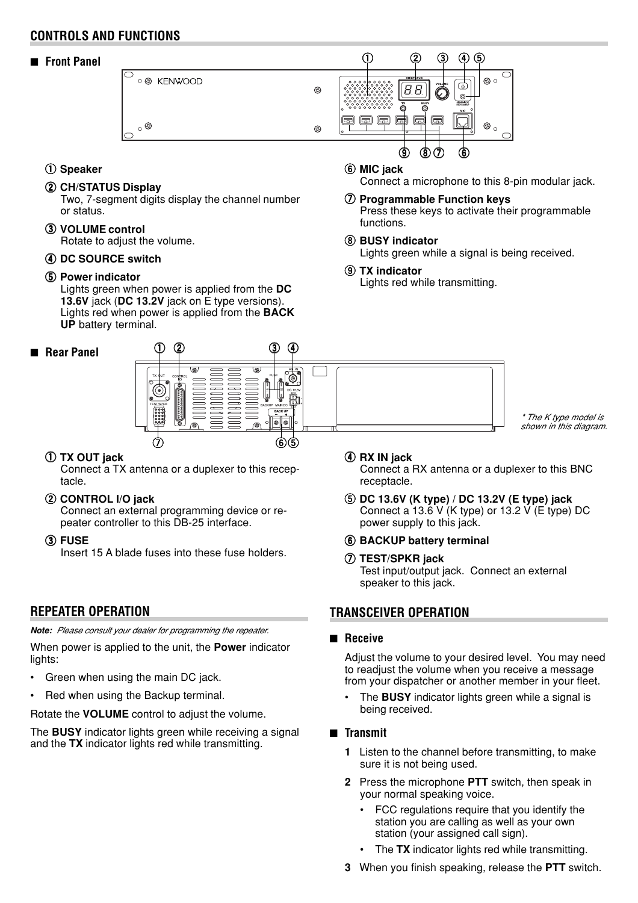## CONTROLS AND FUNCTIONS

### ■ Front Panel

① **Speaker**

② **CH/STATUS Display**
Two, 7-segment digits display the channel number or status.

③ **VOLUME control**
Rotate to adjust the volume.

④ **DC SOURCE switch**

⑤ **Power indicator**
Lights green when power is applied from the **DC 13.6V** jack (**DC 13.2V** jack on E type versions). Lights red when power is applied from the **BACK UP** battery terminal.

⑥ **MIC jack**
Connect a microphone to this 8-pin modular jack.

⑦ **Programmable Function keys**
Press these keys to activate their programmable functions.

⑧ **BUSY indicator**
Lights green while a signal is being received.

⑨ **TX indicator**
Lights red while transmitting.

### ■ Rear Panel

*\* The K type model is shown in this diagram.*

① **TX OUT jack**
Connect a TX antenna or a duplexer to this receptacle.

② **CONTROL I/O jack**
Connect an external programming device or repeater controller to this DB-25 interface.

③ **FUSE**
Insert 15 A blade fuses into these fuse holders.

④ **RX IN jack**
Connect a RX antenna or a duplexer to this BNC receptacle.

⑤ **DC 13.6V (K type)** / **DC 13.2V (E type) jack**
Connect a 13.6 V (K type) or 13.2 V (E type) DC power supply to this jack.

⑥ **BACKUP battery terminal**

⑦ **TEST/SPKR jack**
Test input/output jack. Connect an external speaker to this jack.

## REPEATER OPERATION

***Note:*** *Please consult your dealer for programming the repeater.*

When power is applied to the unit, the **Power** indicator lights:

- Green when using the main DC jack.
- Red when using the Backup terminal.

Rotate the **VOLUME** control to adjust the volume.

The **BUSY** indicator lights green while receiving a signal and the **TX** indicator lights red while transmitting.

## TRANSCEIVER OPERATION

### ■ Receive

Adjust the volume to your desired level. You may need to readjust the volume when you receive a message from your dispatcher or another member in your fleet.

- The **BUSY** indicator lights green while a signal is being received.

### ■ Transmit

1. Listen to the channel before transmitting, to make sure it is not being used.
2. Press the microphone **PTT** switch, then speak in your normal speaking voice.
   - FCC regulations require that you identify the station you are calling as well as your own station (your assigned call sign).
   - The **TX** indicator lights red while transmitting.
3. When you finish speaking, release the **PTT** switch.